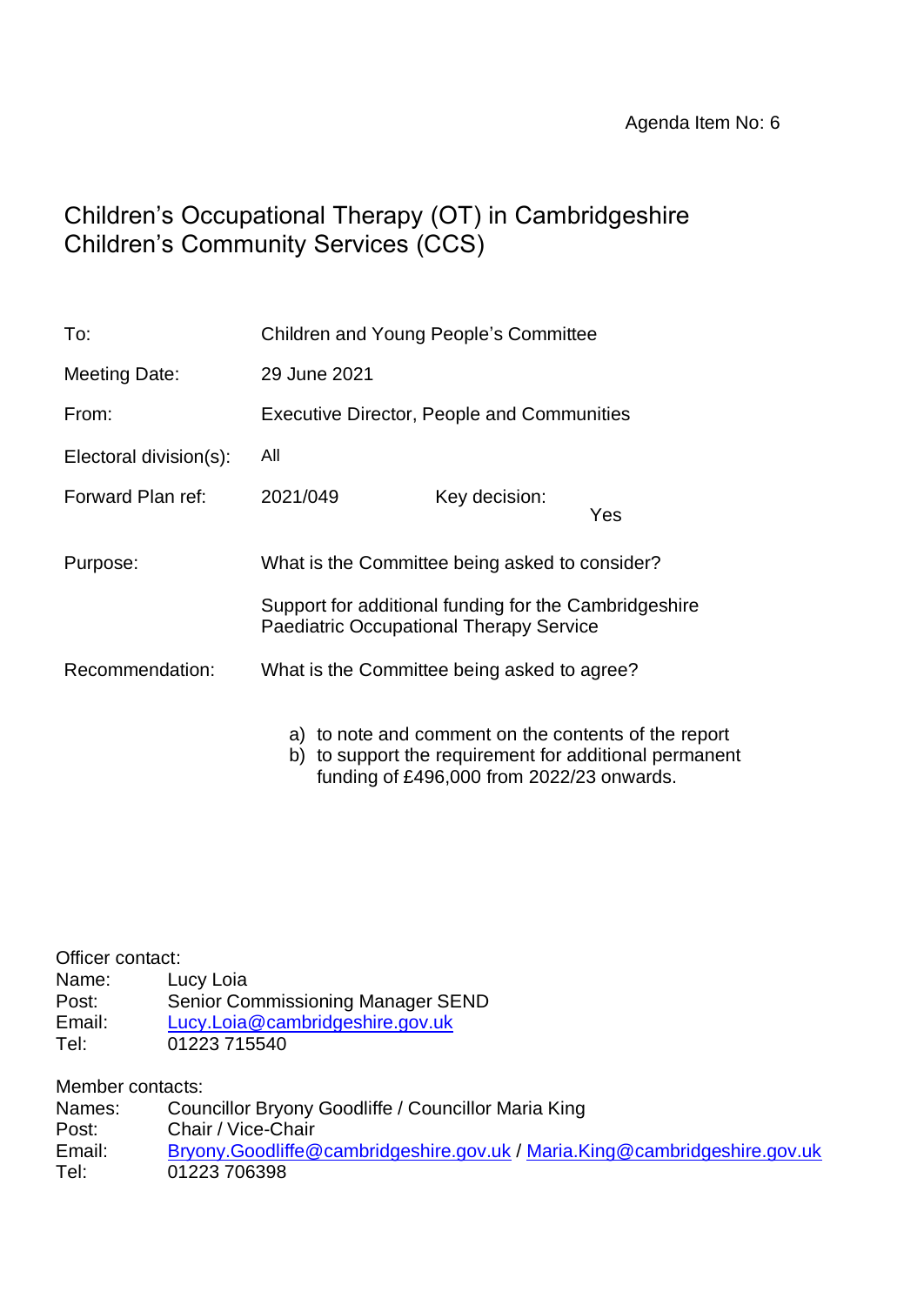Agenda Item No: 6

# Children's Occupational Therapy (OT) in Cambridgeshire Children's Community Services (CCS)

| | | | |
|---|---|---|---|
| To: | Children and Young People's Committee | | |
| Meeting Date: | 29 June 2021 | | |
| From: | Executive Director, People and Communities | | |
| Electoral division(s): | All | | |
| Forward Plan ref: | 2021/049 | Key decision: | Yes |
| Purpose: | What is the Committee being asked to consider? | | |
| | Support for additional funding for the Cambridgeshire Paediatric Occupational Therapy Service | | |
| Recommendation: | What is the Committee being asked to agree? | | |

a) to note and comment on the contents of the report
b) to support the requirement for additional permanent funding of £496,000 from 2022/23 onwards.

Officer contact:
Name: Lucy Loia
Post: Senior Commissioning Manager SEND
Email: Lucy.Loia@cambridgeshire.gov.uk
Tel: 01223 715540

Member contacts:
Names: Councillor Bryony Goodliffe / Councillor Maria King
Post: Chair / Vice-Chair
Email: Bryony.Goodliffe@cambridgeshire.gov.uk / Maria.King@cambridgeshire.gov.uk
Tel: 01223 706398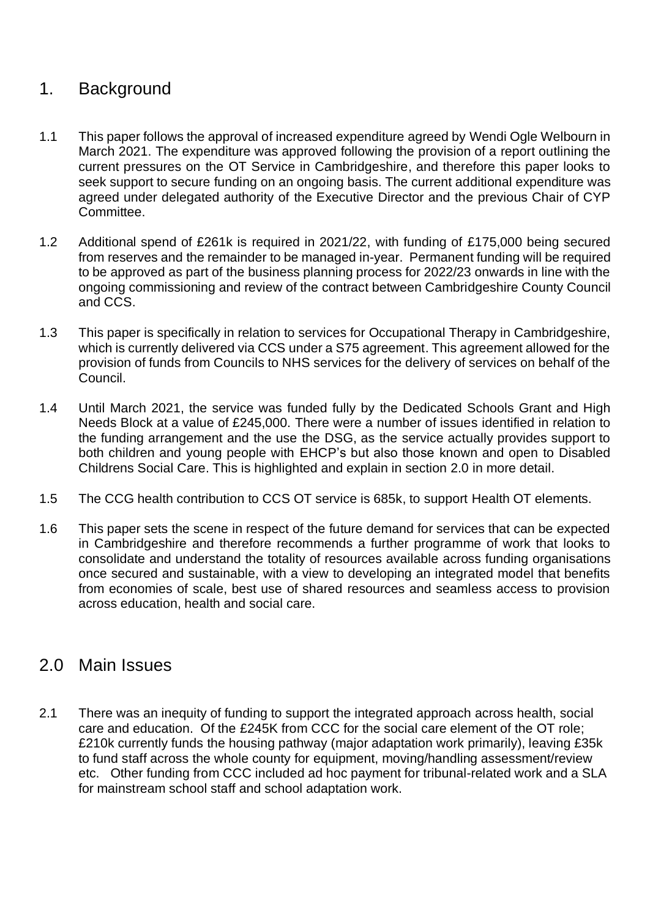## 1. Background

1.1 This paper follows the approval of increased expenditure agreed by Wendi Ogle Welbourn in March 2021. The expenditure was approved following the provision of a report outlining the current pressures on the OT Service in Cambridgeshire, and therefore this paper looks to seek support to secure funding on an ongoing basis. The current additional expenditure was agreed under delegated authority of the Executive Director and the previous Chair of CYP Committee.

1.2 Additional spend of £261k is required in 2021/22, with funding of £175,000 being secured from reserves and the remainder to be managed in-year. Permanent funding will be required to be approved as part of the business planning process for 2022/23 onwards in line with the ongoing commissioning and review of the contract between Cambridgeshire County Council and CCS.

1.3 This paper is specifically in relation to services for Occupational Therapy in Cambridgeshire, which is currently delivered via CCS under a S75 agreement. This agreement allowed for the provision of funds from Councils to NHS services for the delivery of services on behalf of the Council.

1.4 Until March 2021, the service was funded fully by the Dedicated Schools Grant and High Needs Block at a value of £245,000. There were a number of issues identified in relation to the funding arrangement and the use the DSG, as the service actually provides support to both children and young people with EHCP's but also those known and open to Disabled Childrens Social Care. This is highlighted and explain in section 2.0 in more detail.

1.5 The CCG health contribution to CCS OT service is 685k, to support Health OT elements.

1.6 This paper sets the scene in respect of the future demand for services that can be expected in Cambridgeshire and therefore recommends a further programme of work that looks to consolidate and understand the totality of resources available across funding organisations once secured and sustainable, with a view to developing an integrated model that benefits from economies of scale, best use of shared resources and seamless access to provision across education, health and social care.

## 2.0 Main Issues

2.1 There was an inequity of funding to support the integrated approach across health, social care and education. Of the £245K from CCC for the social care element of the OT role; £210k currently funds the housing pathway (major adaptation work primarily), leaving £35k to fund staff across the whole county for equipment, moving/handling assessment/review etc. Other funding from CCC included ad hoc payment for tribunal-related work and a SLA for mainstream school staff and school adaptation work.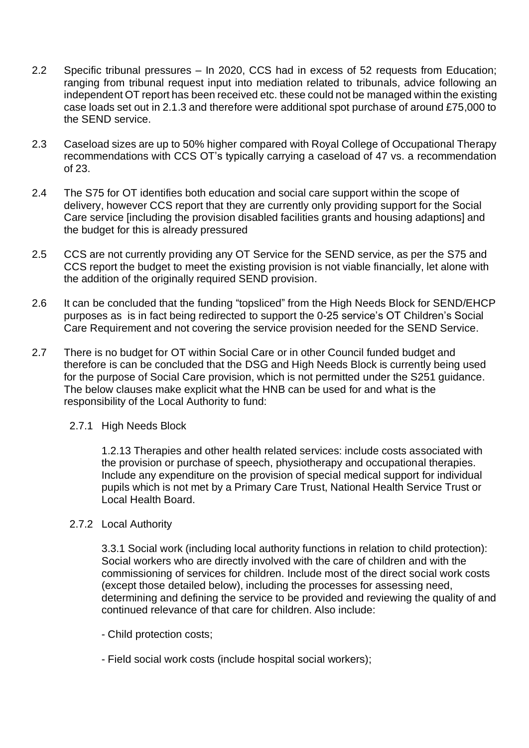2.2 Specific tribunal pressures – In 2020, CCS had in excess of 52 requests from Education; ranging from tribunal request input into mediation related to tribunals, advice following an independent OT report has been received etc. these could not be managed within the existing case loads set out in 2.1.3 and therefore were additional spot purchase of around £75,000 to the SEND service.

2.3 Caseload sizes are up to 50% higher compared with Royal College of Occupational Therapy recommendations with CCS OT's typically carrying a caseload of 47 vs. a recommendation of 23.

2.4 The S75 for OT identifies both education and social care support within the scope of delivery, however CCS report that they are currently only providing support for the Social Care service [including the provision disabled facilities grants and housing adaptions] and the budget for this is already pressured

2.5 CCS are not currently providing any OT Service for the SEND service, as per the S75 and CCS report the budget to meet the existing provision is not viable financially, let alone with the addition of the originally required SEND provision.

2.6 It can be concluded that the funding "topsliced" from the High Needs Block for SEND/EHCP purposes as is in fact being redirected to support the 0-25 service's OT Children's Social Care Requirement and not covering the service provision needed for the SEND Service.

2.7 There is no budget for OT within Social Care or in other Council funded budget and therefore is can be concluded that the DSG and High Needs Block is currently being used for the purpose of Social Care provision, which is not permitted under the S251 guidance. The below clauses make explicit what the HNB can be used for and what is the responsibility of the Local Authority to fund:

2.7.1 High Needs Block

1.2.13 Therapies and other health related services: include costs associated with the provision or purchase of speech, physiotherapy and occupational therapies. Include any expenditure on the provision of special medical support for individual pupils which is not met by a Primary Care Trust, National Health Service Trust or Local Health Board.

2.7.2 Local Authority

3.3.1 Social work (including local authority functions in relation to child protection): Social workers who are directly involved with the care of children and with the commissioning of services for children. Include most of the direct social work costs (except those detailed below), including the processes for assessing need, determining and defining the service to be provided and reviewing the quality of and continued relevance of that care for children. Also include:

- Child protection costs;

- Field social work costs (include hospital social workers);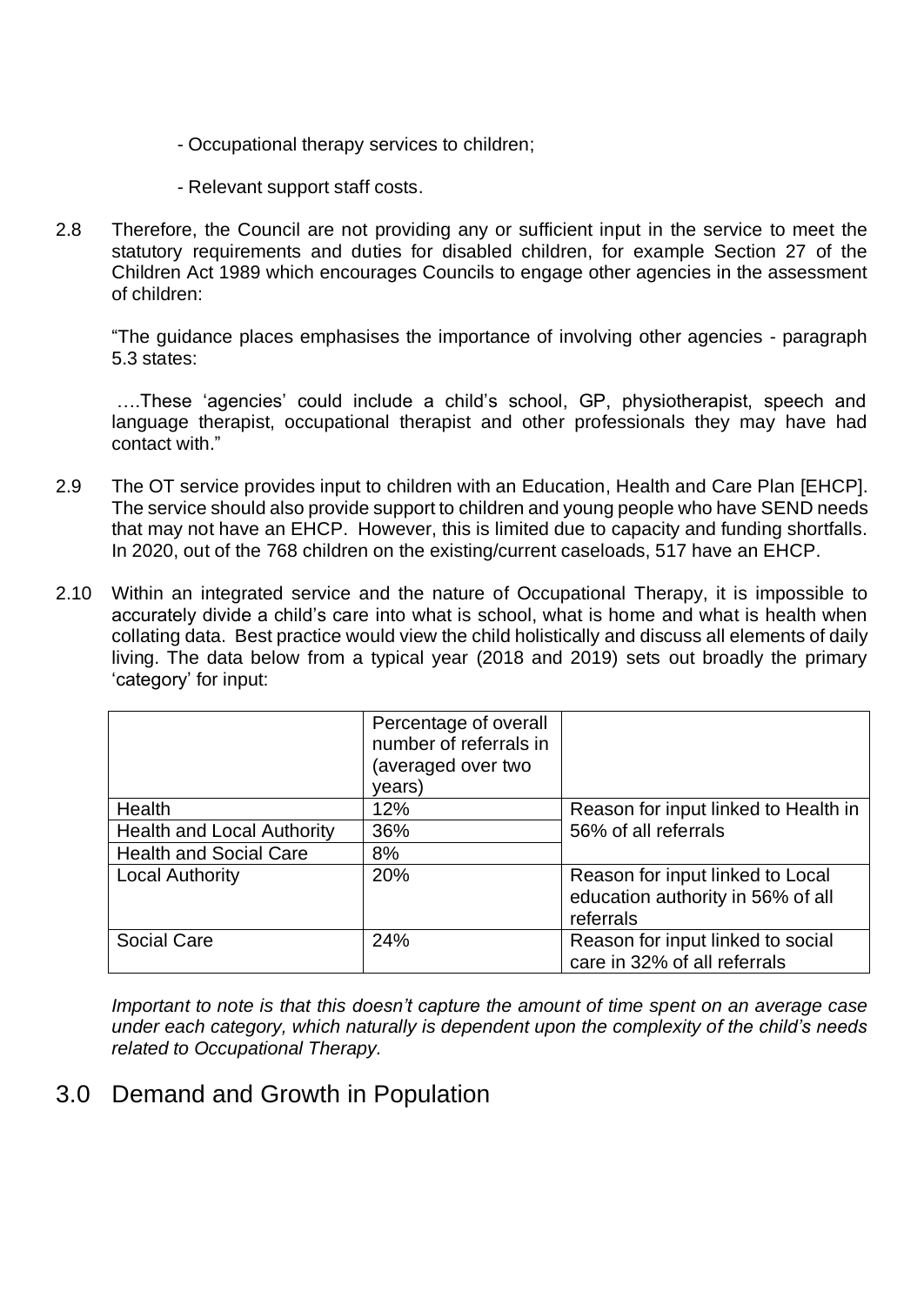- Occupational therapy services to children;

- Relevant support staff costs.

2.8 Therefore, the Council are not providing any or sufficient input in the service to meet the statutory requirements and duties for disabled children, for example Section 27 of the Children Act 1989 which encourages Councils to engage other agencies in the assessment of children:

"The guidance places emphasises the importance of involving other agencies - paragraph 5.3 states:

….These 'agencies' could include a child's school, GP, physiotherapist, speech and language therapist, occupational therapist and other professionals they may have had contact with."

2.9 The OT service provides input to children with an Education, Health and Care Plan [EHCP]. The service should also provide support to children and young people who have SEND needs that may not have an EHCP. However, this is limited due to capacity and funding shortfalls. In 2020, out of the 768 children on the existing/current caseloads, 517 have an EHCP.

2.10 Within an integrated service and the nature of Occupational Therapy, it is impossible to accurately divide a child's care into what is school, what is home and what is health when collating data. Best practice would view the child holistically and discuss all elements of daily living. The data below from a typical year (2018 and 2019) sets out broadly the primary 'category' for input:

| | Percentage of overall number of referrals in (averaged over two years) | |
|---|---|---|
| Health | 12% | Reason for input linked to Health in 56% of all referrals |
| Health and Local Authority | 36% | |
| Health and Social Care | 8% | |
| Local Authority | 20% | Reason for input linked to Local education authority in 56% of all referrals |
| Social Care | 24% | Reason for input linked to social care in 32% of all referrals |

*Important to note is that this doesn't capture the amount of time spent on an average case under each category, which naturally is dependent upon the complexity of the child's needs related to Occupational Therapy.*

## 3.0 Demand and Growth in Population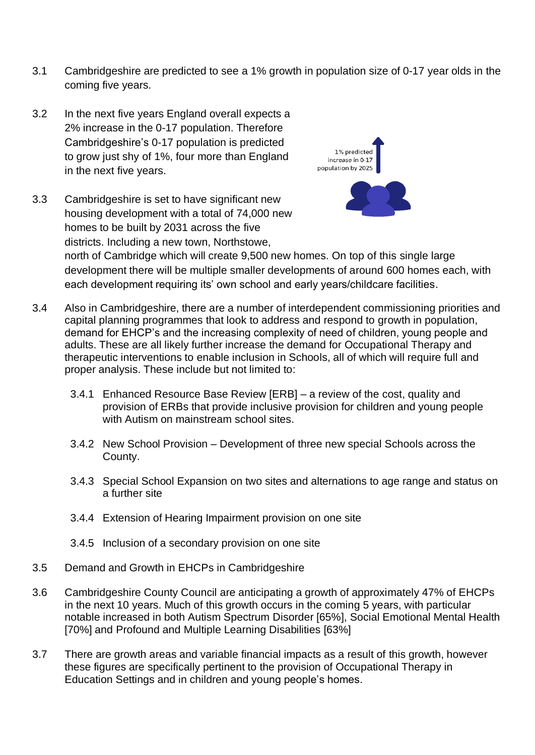3.1 Cambridgeshire are predicted to see a 1% growth in population size of 0-17 year olds in the coming five years.

3.2 In the next five years England overall expects a 2% increase in the 0-17 population. Therefore Cambridgeshire's 0-17 population is predicted to grow just shy of 1%, four more than England in the next five years.

1% predicted increase in 0-17 population by 2025

3.3 Cambridgeshire is set to have significant new housing development with a total of 74,000 new homes to be built by 2031 across the five districts. Including a new town, Northstowe, north of Cambridge which will create 9,500 new homes. On top of this single large development there will be multiple smaller developments of around 600 homes each, with each development requiring its' own school and early years/childcare facilities.

3.4 Also in Cambridgeshire, there are a number of interdependent commissioning priorities and capital planning programmes that look to address and respond to growth in population, demand for EHCP's and the increasing complexity of need of children, young people and adults. These are all likely further increase the demand for Occupational Therapy and therapeutic interventions to enable inclusion in Schools, all of which will require full and proper analysis. These include but not limited to:

3.4.1 Enhanced Resource Base Review [ERB] – a review of the cost, quality and provision of ERBs that provide inclusive provision for children and young people with Autism on mainstream school sites.

3.4.2 New School Provision – Development of three new special Schools across the County.

3.4.3 Special School Expansion on two sites and alternations to age range and status on a further site

3.4.4 Extension of Hearing Impairment provision on one site

3.4.5 Inclusion of a secondary provision on one site

3.5 Demand and Growth in EHCPs in Cambridgeshire

3.6 Cambridgeshire County Council are anticipating a growth of approximately 47% of EHCPs in the next 10 years. Much of this growth occurs in the coming 5 years, with particular notable increased in both Autism Spectrum Disorder [65%], Social Emotional Mental Health [70%] and Profound and Multiple Learning Disabilities [63%]

3.7 There are growth areas and variable financial impacts as a result of this growth, however these figures are specifically pertinent to the provision of Occupational Therapy in Education Settings and in children and young people's homes.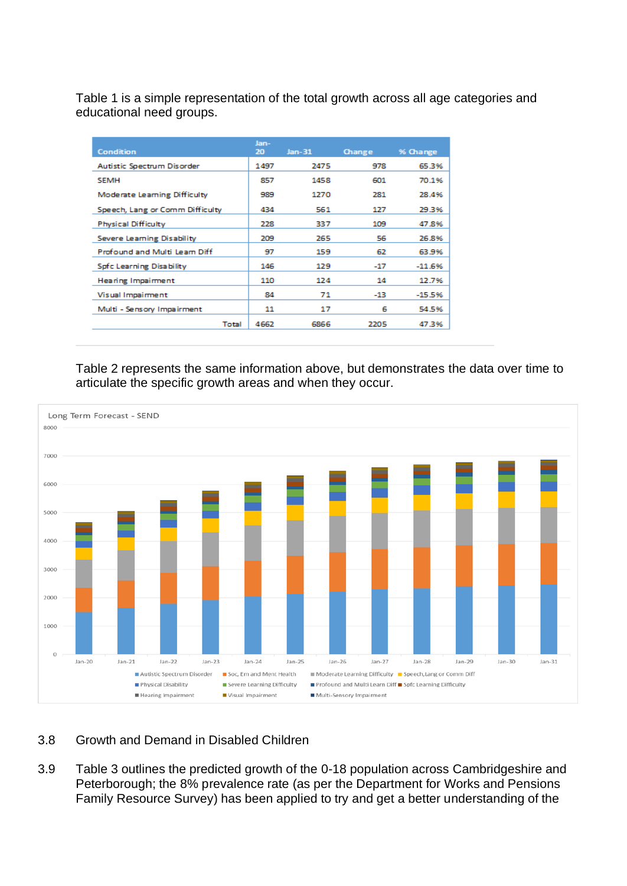Table 1 is a simple representation of the total growth across all age categories and educational need groups.

| Condition | Jan-20 | Jan-31 | Change | % Change |
|---|---|---|---|---|
| Autistic Spectrum Disorder | 1497 | 2475 | 978 | 65.3% |
| SEMH | 857 | 1458 | 601 | 70.1% |
| Moderate Learning Difficulty | 989 | 1270 | 281 | 28.4% |
| Speech, Lang or Comm Difficulty | 434 | 561 | 127 | 29.3% |
| Physical Difficulty | 228 | 337 | 109 | 47.8% |
| Severe Learning Disability | 209 | 265 | 56 | 26.8% |
| Profound and Multi Learn Diff | 97 | 159 | 62 | 63.9% |
| Spfc Learning Disability | 146 | 129 | -17 | -11.6% |
| Hearing Impairment | 110 | 124 | 14 | 12.7% |
| Visual Impairment | 84 | 71 | -13 | -15.5% |
| Multi - Sensory Impairment | 11 | 17 | 6 | 54.5% |
| Total | 4662 | 6866 | 2205 | 47.3% |

Table 2 represents the same information above, but demonstrates the data over time to articulate the specific growth areas and when they occur.

Long Term Forecast - SEND

3.8 Growth and Demand in Disabled Children

3.9 Table 3 outlines the predicted growth of the 0-18 population across Cambridgeshire and Peterborough; the 8% prevalence rate (as per the Department for Works and Pensions Family Resource Survey) has been applied to try and get a better understanding of the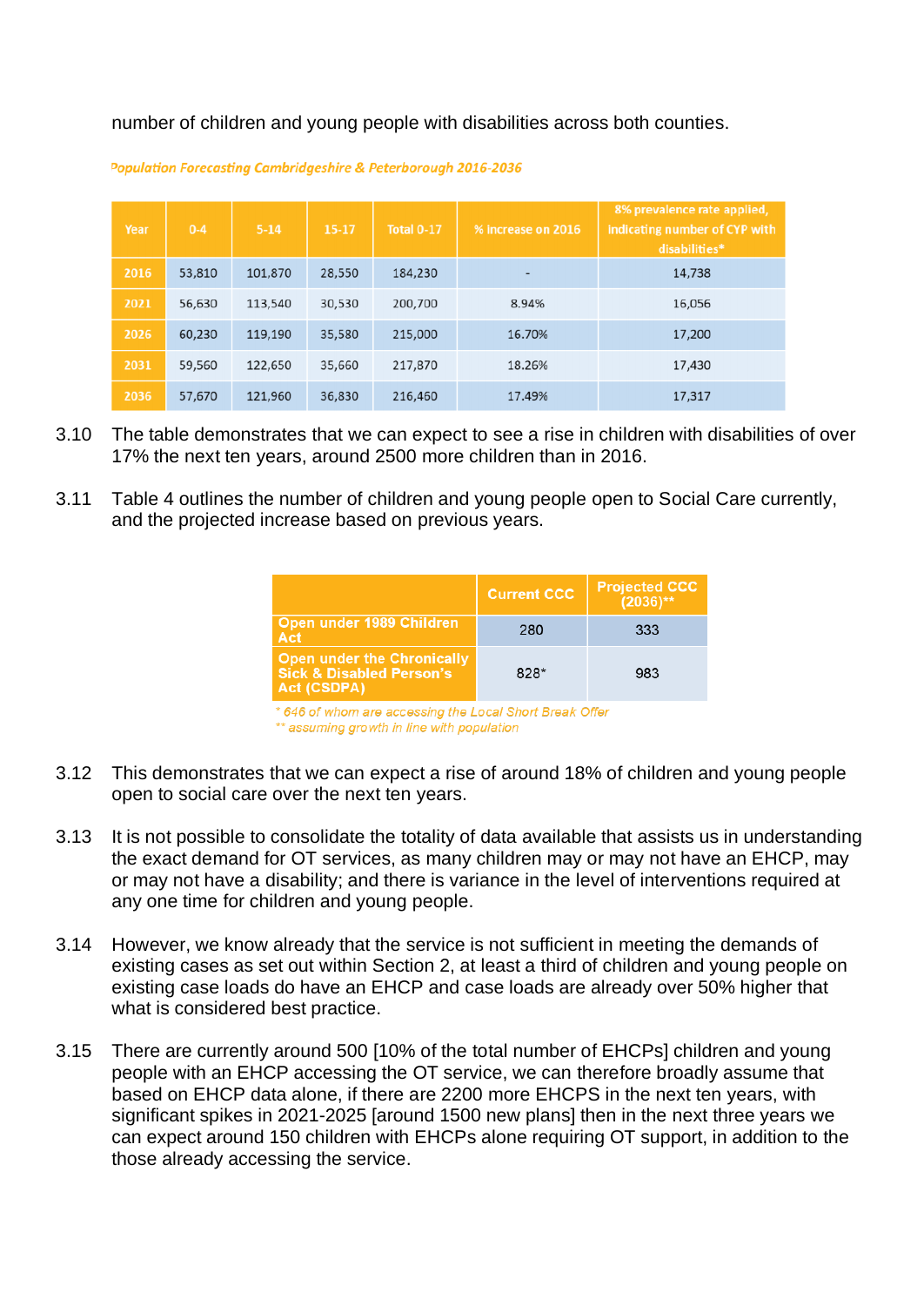number of children and young people with disabilities across both counties.

*Population Forecasting Cambridgeshire & Peterborough 2016-2036*

| Year | 0-4 | 5-14 | 15-17 | Total 0-17 | % increase on 2016 | 8% prevalence rate applied, indicating number of CYP with disabilities* |
|---|---|---|---|---|---|---|
| 2016 | 53,810 | 101,870 | 28,550 | 184,230 | - | 14,738 |
| 2021 | 56,630 | 113,540 | 30,530 | 200,700 | 8.94% | 16,056 |
| 2026 | 60,230 | 119,190 | 35,580 | 215,000 | 16.70% | 17,200 |
| 2031 | 59,560 | 122,650 | 35,660 | 217,870 | 18.26% | 17,430 |
| 2036 | 57,670 | 121,960 | 36,830 | 216,460 | 17.49% | 17,317 |

3.10 The table demonstrates that we can expect to see a rise in children with disabilities of over 17% the next ten years, around 2500 more children than in 2016.

3.11 Table 4 outlines the number of children and young people open to Social Care currently, and the projected increase based on previous years.

| | Current CCC | Projected CCC (2036)** |
|---|---|---|
| Open under 1989 Children Act | 280 | 333 |
| Open under the Chronically Sick & Disabled Person's Act (CSDPA) | 828* | 983 |

*\* 646 of whom are accessing the Local Short Break Offer*
*\*\* assuming growth in line with population*

3.12 This demonstrates that we can expect a rise of around 18% of children and young people open to social care over the next ten years.

3.13 It is not possible to consolidate the totality of data available that assists us in understanding the exact demand for OT services, as many children may or may not have an EHCP, may or may not have a disability; and there is variance in the level of interventions required at any one time for children and young people.

3.14 However, we know already that the service is not sufficient in meeting the demands of existing cases as set out within Section 2, at least a third of children and young people on existing case loads do have an EHCP and case loads are already over 50% higher that what is considered best practice.

3.15 There are currently around 500 [10% of the total number of EHCPs] children and young people with an EHCP accessing the OT service, we can therefore broadly assume that based on EHCP data alone, if there are 2200 more EHCPS in the next ten years, with significant spikes in 2021-2025 [around 1500 new plans] then in the next three years we can expect around 150 children with EHCPs alone requiring OT support, in addition to the those already accessing the service.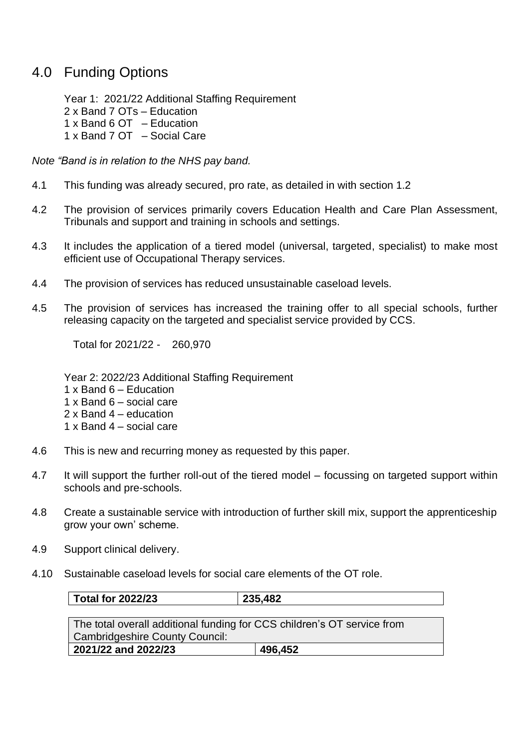## 4.0 Funding Options

Year 1: 2021/22 Additional Staffing Requirement
2 x Band 7 OTs – Education
1 x Band 6 OT – Education
1 x Band 7 OT – Social Care

*Note "Band is in relation to the NHS pay band.*

4.1 This funding was already secured, pro rate, as detailed in with section 1.2

4.2 The provision of services primarily covers Education Health and Care Plan Assessment, Tribunals and support and training in schools and settings.

4.3 It includes the application of a tiered model (universal, targeted, specialist) to make most efficient use of Occupational Therapy services.

4.4 The provision of services has reduced unsustainable caseload levels.

4.5 The provision of services has increased the training offer to all special schools, further releasing capacity on the targeted and specialist service provided by CCS.

Total for 2021/22 - 260,970

Year 2: 2022/23 Additional Staffing Requirement
1 x Band 6 – Education
1 x Band 6 – social care
2 x Band 4 – education
1 x Band 4 – social care

4.6 This is new and recurring money as requested by this paper.

4.7 It will support the further roll-out of the tiered model – focussing on targeted support within schools and pre-schools.

4.8 Create a sustainable service with introduction of further skill mix, support the apprenticeship grow your own' scheme.

4.9 Support clinical delivery.

4.10 Sustainable caseload levels for social care elements of the OT role.

| **Total for 2022/23** | **235,482** |
|---|---|

| The total overall additional funding for CCS children's OT service from Cambridgeshire County Council: | |
|---|---|
| **2021/22 and 2022/23** | **496,452** |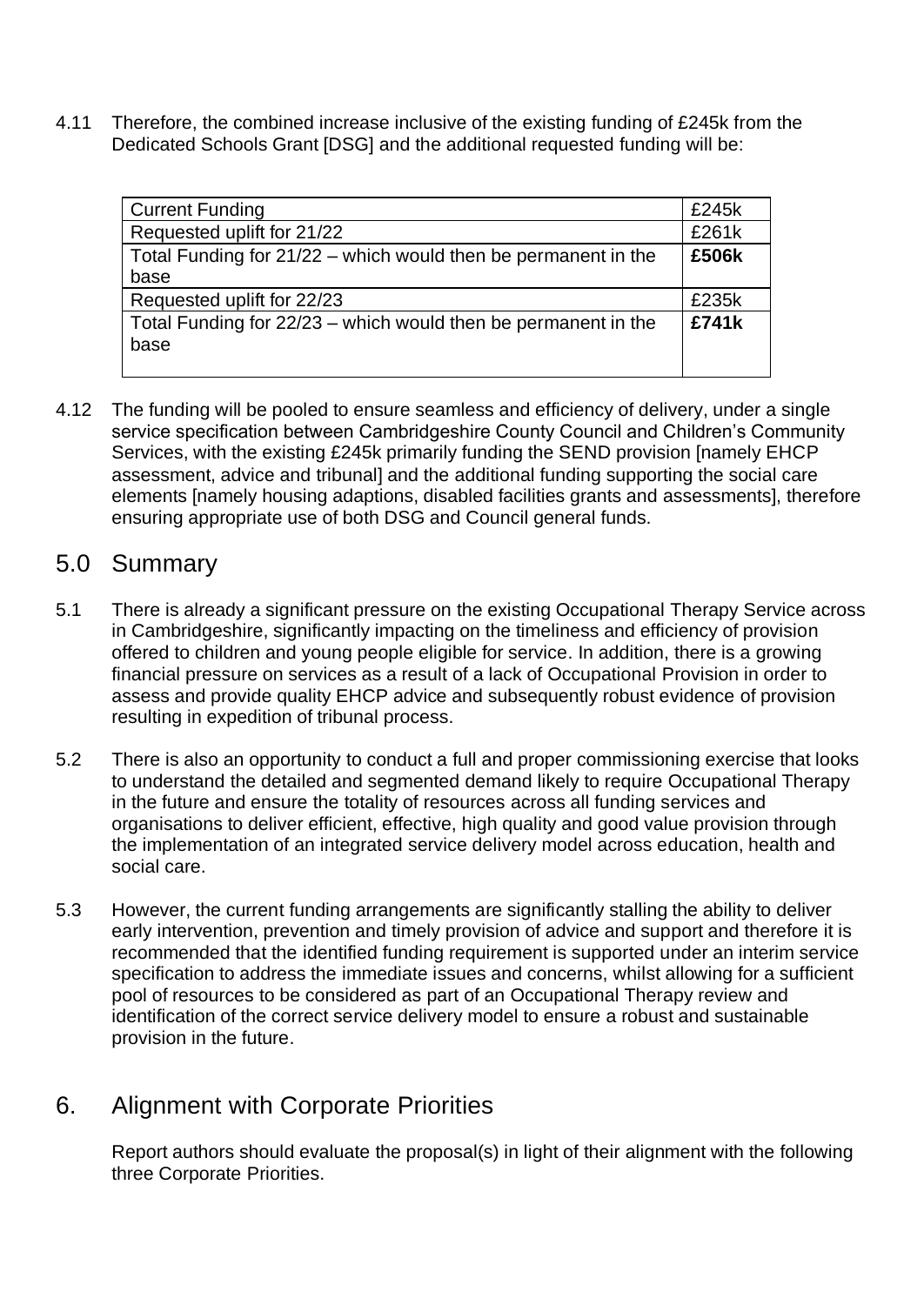4.11 Therefore, the combined increase inclusive of the existing funding of £245k from the Dedicated Schools Grant [DSG] and the additional requested funding will be:

| | |
|---|---|
| Current Funding | £245k |
| Requested uplift for 21/22 | £261k |
| Total Funding for 21/22 – which would then be permanent in the base | **£506k** |
| Requested uplift for 22/23 | £235k |
| Total Funding for 22/23 – which would then be permanent in the base | **£741k** |

4.12 The funding will be pooled to ensure seamless and efficiency of delivery, under a single service specification between Cambridgeshire County Council and Children's Community Services, with the existing £245k primarily funding the SEND provision [namely EHCP assessment, advice and tribunal] and the additional funding supporting the social care elements [namely housing adaptions, disabled facilities grants and assessments], therefore ensuring appropriate use of both DSG and Council general funds.

## 5.0 Summary

5.1 There is already a significant pressure on the existing Occupational Therapy Service across in Cambridgeshire, significantly impacting on the timeliness and efficiency of provision offered to children and young people eligible for service. In addition, there is a growing financial pressure on services as a result of a lack of Occupational Provision in order to assess and provide quality EHCP advice and subsequently robust evidence of provision resulting in expedition of tribunal process.

5.2 There is also an opportunity to conduct a full and proper commissioning exercise that looks to understand the detailed and segmented demand likely to require Occupational Therapy in the future and ensure the totality of resources across all funding services and organisations to deliver efficient, effective, high quality and good value provision through the implementation of an integrated service delivery model across education, health and social care.

5.3 However, the current funding arrangements are significantly stalling the ability to deliver early intervention, prevention and timely provision of advice and support and therefore it is recommended that the identified funding requirement is supported under an interim service specification to address the immediate issues and concerns, whilst allowing for a sufficient pool of resources to be considered as part of an Occupational Therapy review and identification of the correct service delivery model to ensure a robust and sustainable provision in the future.

## 6. Alignment with Corporate Priorities

Report authors should evaluate the proposal(s) in light of their alignment with the following three Corporate Priorities.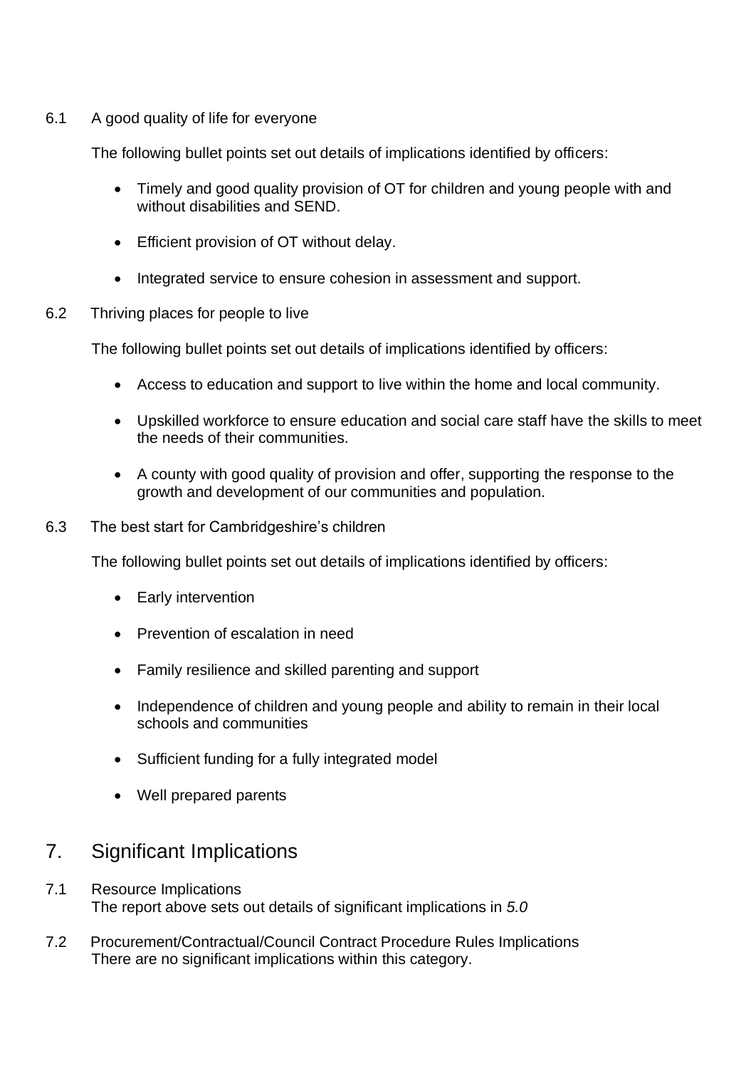6.1 A good quality of life for everyone

The following bullet points set out details of implications identified by officers:

- Timely and good quality provision of OT for children and young people with and without disabilities and SEND.
- Efficient provision of OT without delay.
- Integrated service to ensure cohesion in assessment and support.

6.2 Thriving places for people to live

The following bullet points set out details of implications identified by officers:

- Access to education and support to live within the home and local community.
- Upskilled workforce to ensure education and social care staff have the skills to meet the needs of their communities.
- A county with good quality of provision and offer, supporting the response to the growth and development of our communities and population.

6.3 The best start for Cambridgeshire's children

The following bullet points set out details of implications identified by officers:

- Early intervention
- Prevention of escalation in need
- Family resilience and skilled parenting and support
- Independence of children and young people and ability to remain in their local schools and communities
- Sufficient funding for a fully integrated model
- Well prepared parents

## 7. Significant Implications

7.1 Resource Implications
The report above sets out details of significant implications in *5.0*

7.2 Procurement/Contractual/Council Contract Procedure Rules Implications
There are no significant implications within this category.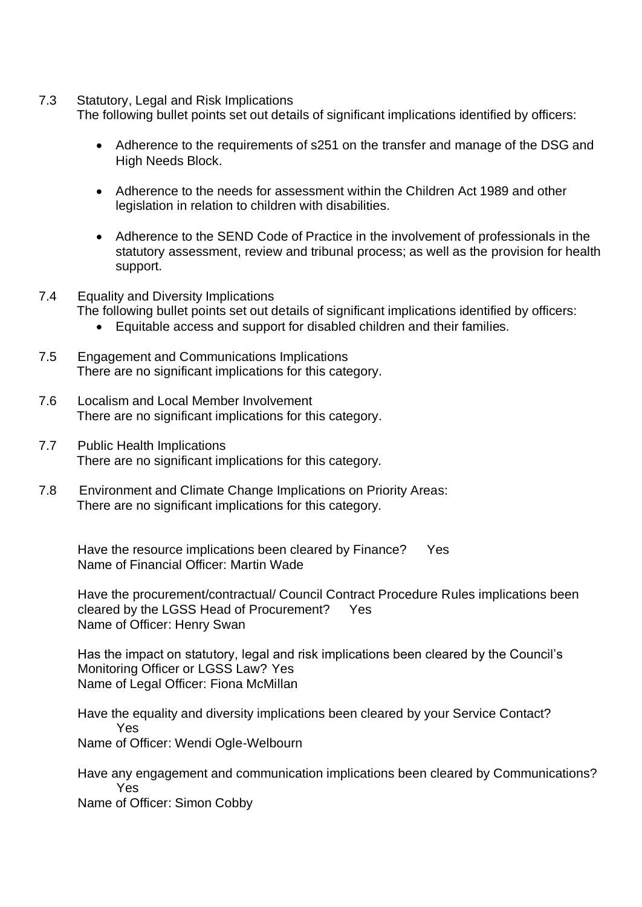7.3 Statutory, Legal and Risk Implications

The following bullet points set out details of significant implications identified by officers:

- Adherence to the requirements of s251 on the transfer and manage of the DSG and High Needs Block.
- Adherence to the needs for assessment within the Children Act 1989 and other legislation in relation to children with disabilities.
- Adherence to the SEND Code of Practice in the involvement of professionals in the statutory assessment, review and tribunal process; as well as the provision for health support.

7.4 Equality and Diversity Implications

The following bullet points set out details of significant implications identified by officers:

- Equitable access and support for disabled children and their families.

7.5 Engagement and Communications Implications

There are no significant implications for this category.

7.6 Localism and Local Member Involvement

There are no significant implications for this category.

7.7 Public Health Implications

There are no significant implications for this category.

7.8 Environment and Climate Change Implications on Priority Areas:

There are no significant implications for this category.

Have the resource implications been cleared by Finance? Yes
Name of Financial Officer: Martin Wade

Have the procurement/contractual/ Council Contract Procedure Rules implications been cleared by the LGSS Head of Procurement? Yes
Name of Officer: Henry Swan

Has the impact on statutory, legal and risk implications been cleared by the Council's Monitoring Officer or LGSS Law? Yes
Name of Legal Officer: Fiona McMillan

Have the equality and diversity implications been cleared by your Service Contact? Yes
Name of Officer: Wendi Ogle-Welbourn

Have any engagement and communication implications been cleared by Communications? Yes
Name of Officer: Simon Cobby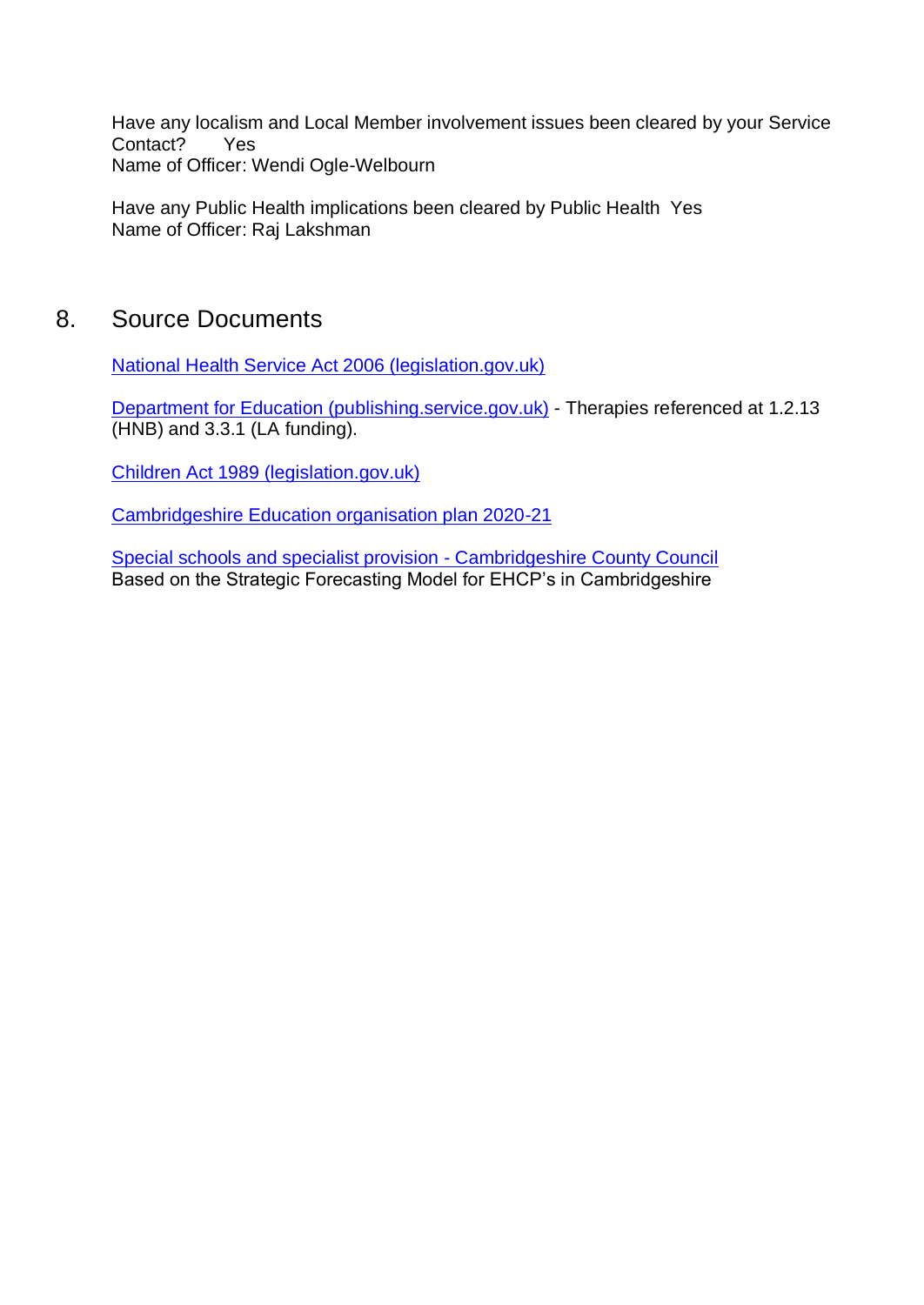Have any localism and Local Member involvement issues been cleared by your Service Contact? Yes
Name of Officer: Wendi Ogle-Welbourn

Have any Public Health implications been cleared by Public Health Yes
Name of Officer: Raj Lakshman

## 8. Source Documents

National Health Service Act 2006 (legislation.gov.uk)

Department for Education (publishing.service.gov.uk) - Therapies referenced at 1.2.13 (HNB) and 3.3.1 (LA funding).

Children Act 1989 (legislation.gov.uk)

Cambridgeshire Education organisation plan 2020-21

Special schools and specialist provision - Cambridgeshire County Council
Based on the Strategic Forecasting Model for EHCP's in Cambridgeshire